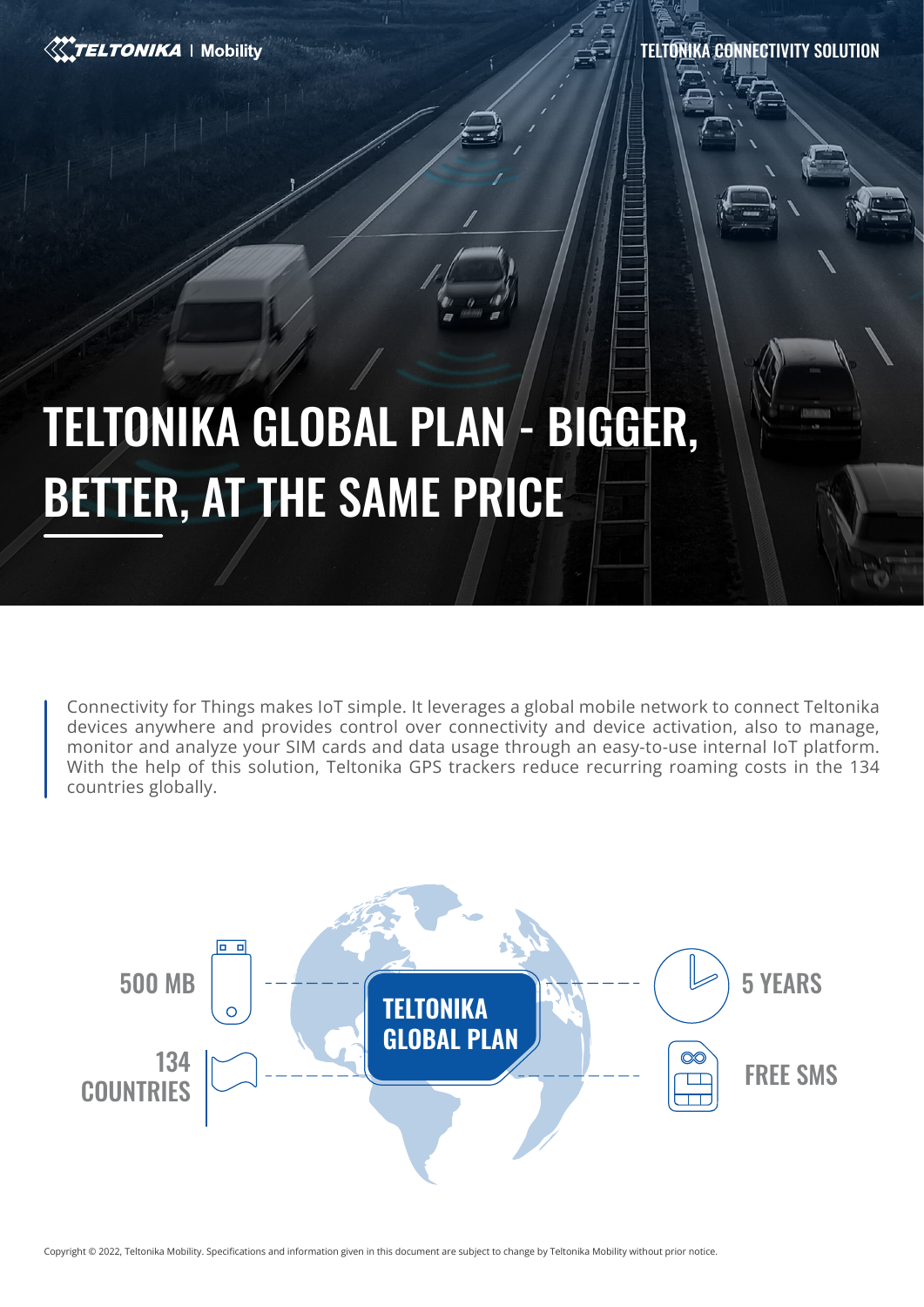TELTONIKA | Mobility

TELTONIKA CONNECTIVITY SOLUTION

# TELTONIKA GLOBAL PLAN - BIGGER, BETTER, AT THE SAME PRICE

Connectivity for Things makes IoT simple. It leverages a global mobile network to connect Teltonika devices anywhere and provides control over connectivity and device activation, also to manage, monitor and analyze your SIM cards and data usage through an easy-to-use internal IoT platform. With the help of this solution, Teltonika GPS trackers reduce recurring roaming costs in the 134 countries globally.

**TELTONIKA GLOBAL PLAN**

- 500 MB
- 134 COUNTRIES
- 5 YEARS
- FREE SMS

Copyright © 2022, Teltonika Mobility. Specifications and information given in this document are subject to change by Teltonika Mobility without prior notice.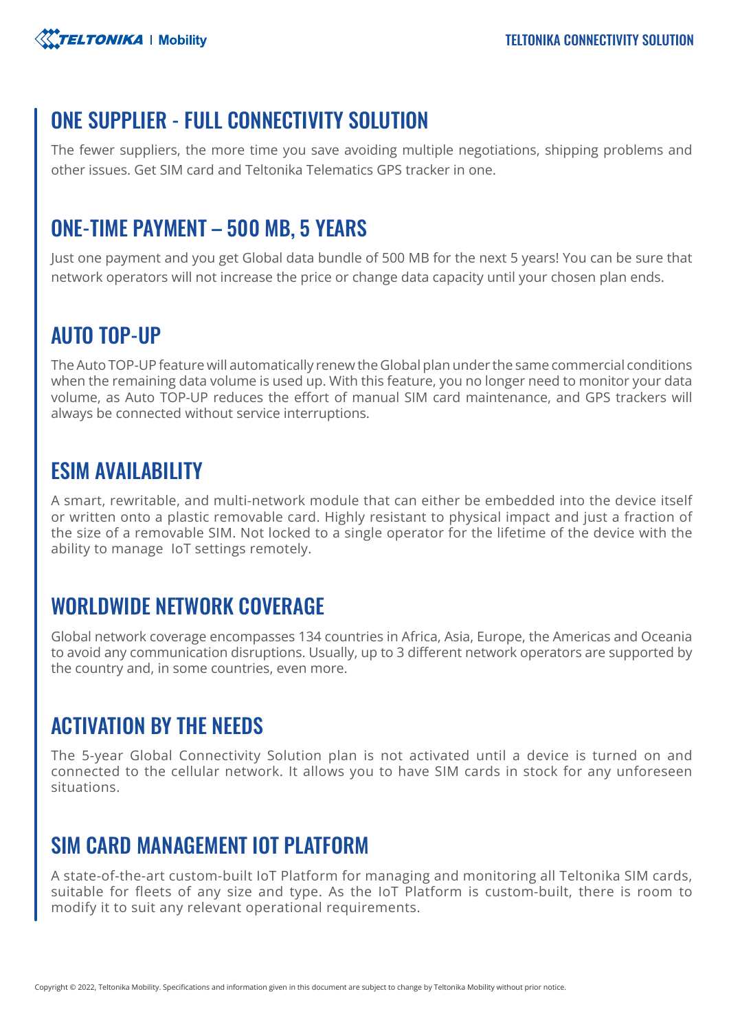## ONE SUPPLIER - FULL CONNECTIVITY SOLUTION

The fewer suppliers, the more time you save avoiding multiple negotiations, shipping problems and other issues. Get SIM card and Teltonika Telematics GPS tracker in one.

## ONE-TIME PAYMENT – 500 MB, 5 YEARS

Just one payment and you get Global data bundle of 500 MB for the next 5 years! You can be sure that network operators will not increase the price or change data capacity until your chosen plan ends.

## AUTO TOP-UP

The Auto TOP-UP feature will automatically renew the Global plan under the same commercial conditions when the remaining data volume is used up. With this feature, you no longer need to monitor your data volume, as Auto TOP-UP reduces the effort of manual SIM card maintenance, and GPS trackers will always be connected without service interruptions.

## ESIM AVAILABILITY

A smart, rewritable, and multi-network module that can either be embedded into the device itself or written onto a plastic removable card. Highly resistant to physical impact and just a fraction of the size of a removable SIM. Not locked to a single operator for the lifetime of the device with the ability to manage IoT settings remotely.

## WORLDWIDE NETWORK COVERAGE

Global network coverage encompasses 134 countries in Africa, Asia, Europe, the Americas and Oceania to avoid any communication disruptions. Usually, up to 3 different network operators are supported by the country and, in some countries, even more.

## ACTIVATION BY THE NEEDS

The 5-year Global Connectivity Solution plan is not activated until a device is turned on and connected to the cellular network. It allows you to have SIM cards in stock for any unforeseen situations.

## SIM CARD MANAGEMENT IOT PLATFORM

A state-of-the-art custom-built IoT Platform for managing and monitoring all Teltonika SIM cards, suitable for fleets of any size and type. As the IoT Platform is custom-built, there is room to modify it to suit any relevant operational requirements.

Copyright © 2022, Teltonika Mobility. Specifications and information given in this document are subject to change by Teltonika Mobility without prior notice.